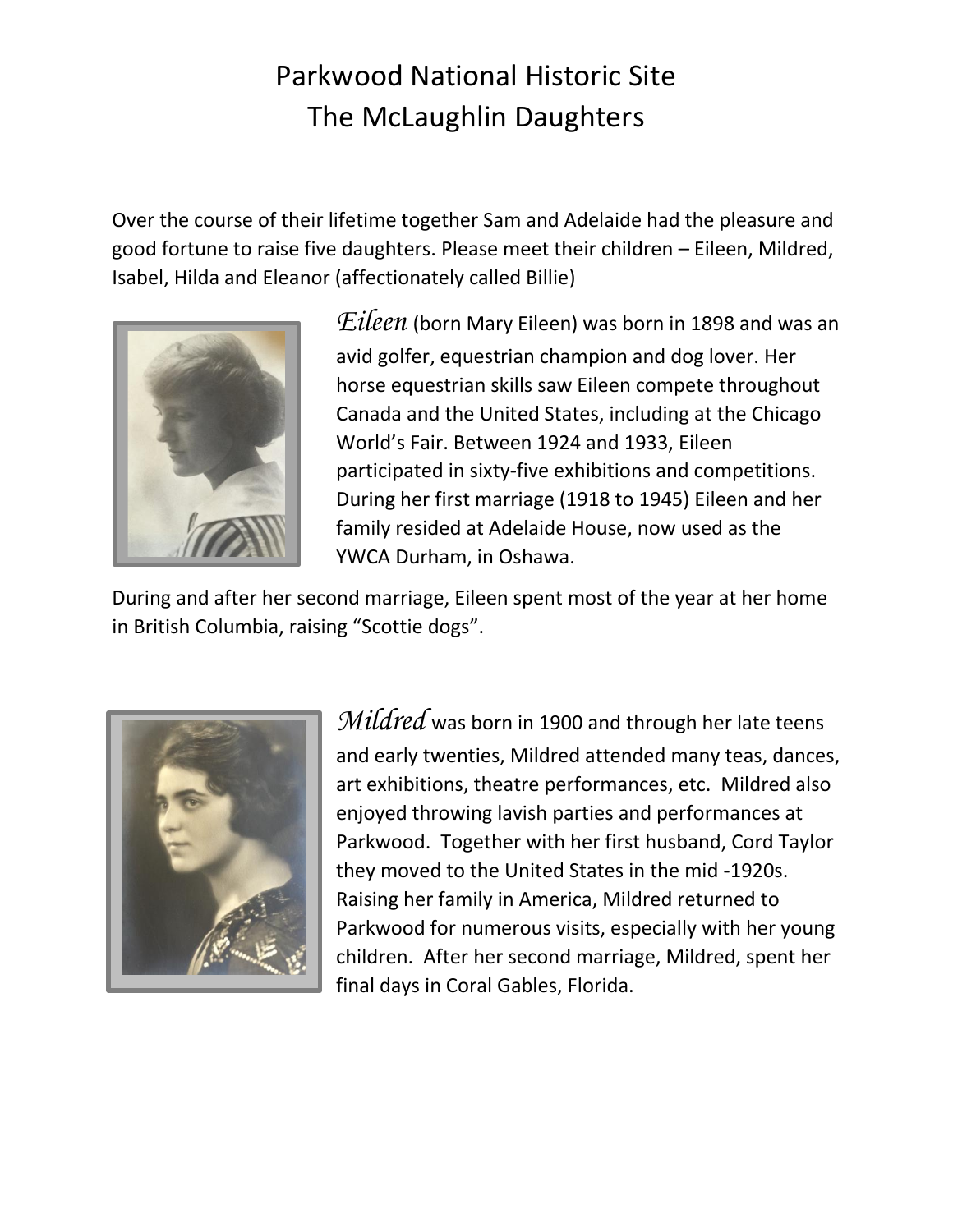# Parkwood National Historic Site
# The McLaughlin Daughters

Over the course of their lifetime together Sam and Adelaide had the pleasure and good fortune to raise five daughters. Please meet their children – Eileen, Mildred, Isabel, Hilda and Eleanor (affectionately called Billie)

*Eileen* (born Mary Eileen) was born in 1898 and was an avid golfer, equestrian champion and dog lover. Her horse equestrian skills saw Eileen compete throughout Canada and the United States, including at the Chicago World's Fair. Between 1924 and 1933, Eileen participated in sixty-five exhibitions and competitions. During her first marriage (1918 to 1945) Eileen and her family resided at Adelaide House, now used as the YWCA Durham, in Oshawa.

During and after her second marriage, Eileen spent most of the year at her home in British Columbia, raising "Scottie dogs".

*Mildred* was born in 1900 and through her late teens and early twenties, Mildred attended many teas, dances, art exhibitions, theatre performances, etc. Mildred also enjoyed throwing lavish parties and performances at Parkwood. Together with her first husband, Cord Taylor they moved to the United States in the mid -1920s. Raising her family in America, Mildred returned to Parkwood for numerous visits, especially with her young children. After her second marriage, Mildred, spent her final days in Coral Gables, Florida.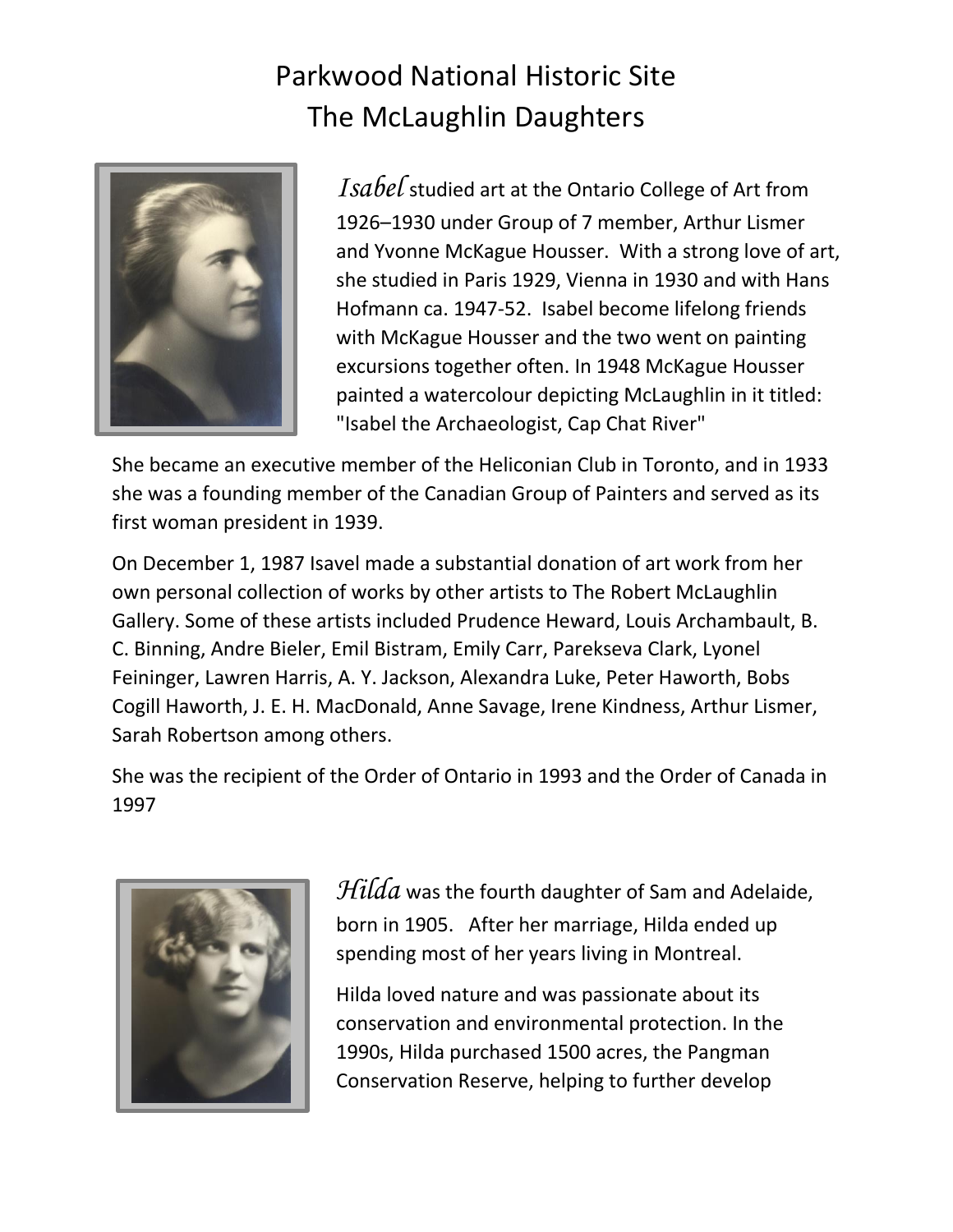Parkwood National Historic Site
The McLaughlin Daughters

*Isabel* studied art at the Ontario College of Art from 1926–1930 under Group of 7 member, Arthur Lismer and Yvonne McKague Housser. With a strong love of art, she studied in Paris 1929, Vienna in 1930 and with Hans Hofmann ca. 1947-52. Isabel become lifelong friends with McKague Housser and the two went on painting excursions together often. In 1948 McKague Housser painted a watercolour depicting McLaughlin in it titled: "Isabel the Archaeologist, Cap Chat River"

She became an executive member of the Heliconian Club in Toronto, and in 1933 she was a founding member of the Canadian Group of Painters and served as its first woman president in 1939.

On December 1, 1987 Isavel made a substantial donation of art work from her own personal collection of works by other artists to The Robert McLaughlin Gallery. Some of these artists included Prudence Heward, Louis Archambault, B. C. Binning, Andre Bieler, Emil Bistram, Emily Carr, Parekseva Clark, Lyonel Feininger, Lawren Harris, A. Y. Jackson, Alexandra Luke, Peter Haworth, Bobs Cogill Haworth, J. E. H. MacDonald, Anne Savage, Irene Kindness, Arthur Lismer, Sarah Robertson among others.

She was the recipient of the Order of Ontario in 1993 and the Order of Canada in 1997

*Hilda* was the fourth daughter of Sam and Adelaide, born in 1905. After her marriage, Hilda ended up spending most of her years living in Montreal.

Hilda loved nature and was passionate about its conservation and environmental protection. In the 1990s, Hilda purchased 1500 acres, the Pangman Conservation Reserve, helping to further develop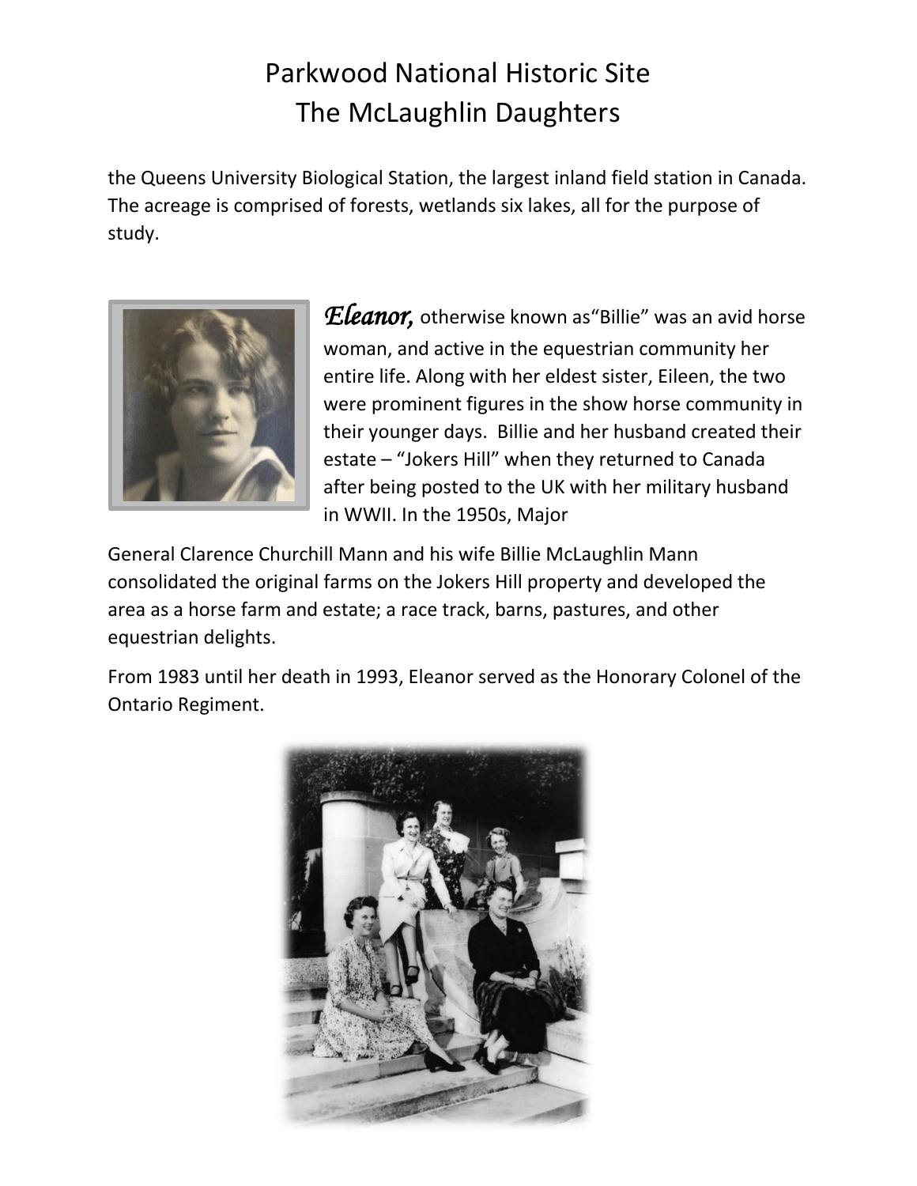the Queens University Biological Station, the largest inland field station in Canada. The acreage is comprised of forests, wetlands six lakes, all for the purpose of study.

***Eleanor,*** otherwise known as"Billie" was an avid horse woman, and active in the equestrian community her entire life. Along with her eldest sister, Eileen, the two were prominent figures in the show horse community in their younger days. Billie and her husband created their estate – "Jokers Hill" when they returned to Canada after being posted to the UK with her military husband in WWII. In the 1950s, Major General Clarence Churchill Mann and his wife Billie McLaughlin Mann consolidated the original farms on the Jokers Hill property and developed the area as a horse farm and estate; a race track, barns, pastures, and other equestrian delights.

From 1983 until her death in 1993, Eleanor served as the Honorary Colonel of the Ontario Regiment.